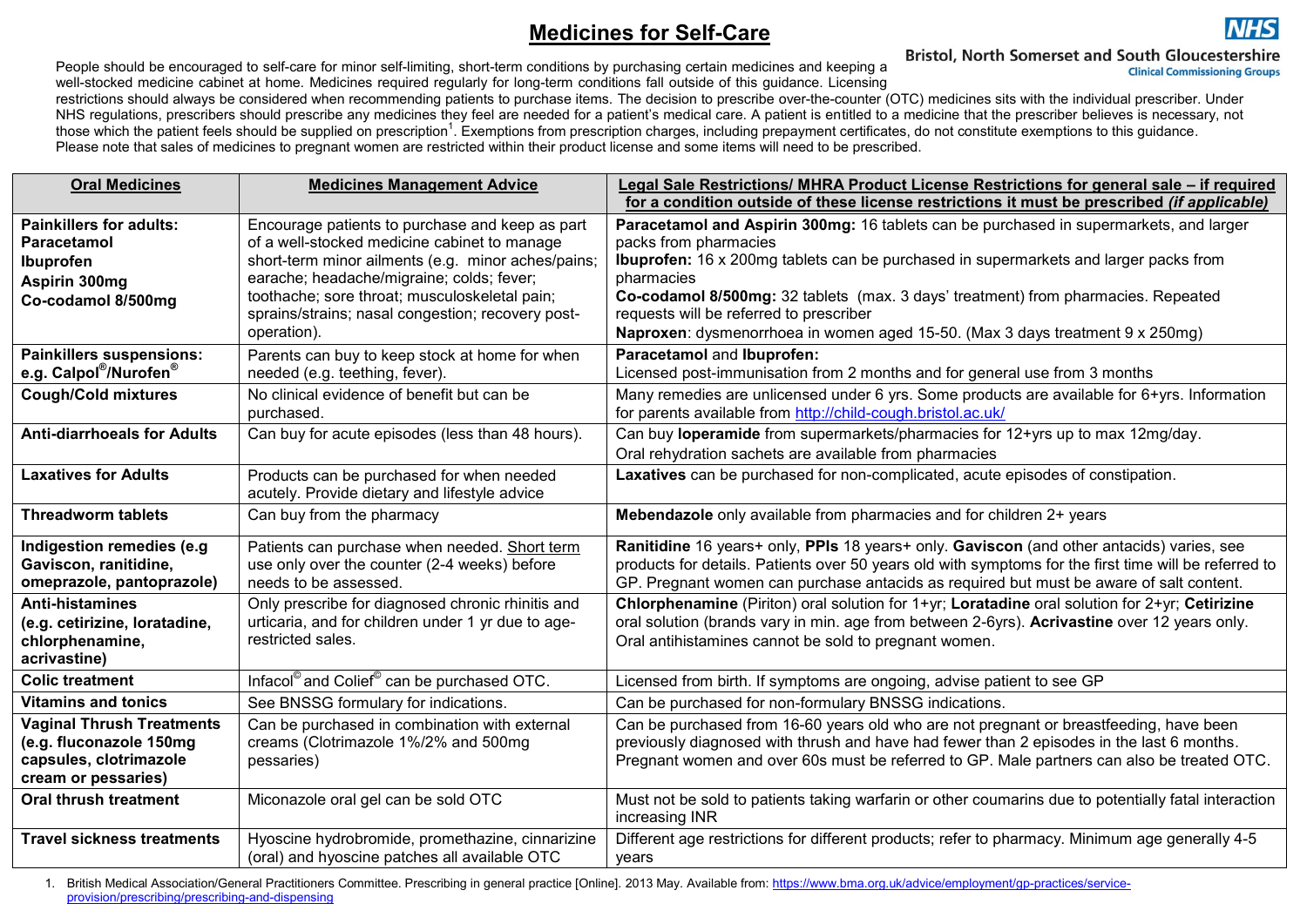# Medicines for Self-Care

Bristol, North Somerset and South Gloucestershire
Clinical Commissioning Groups

People should be encouraged to self-care for minor self-limiting, short-term conditions by purchasing certain medicines and keeping a well-stocked medicine cabinet at home. Medicines required regularly for long-term conditions fall outside of this guidance. Licensing restrictions should always be considered when recommending patients to purchase items. The decision to prescribe over-the-counter (OTC) medicines sits with the individual prescriber. Under NHS regulations, prescribers should prescribe any medicines they feel are needed for a patient's medical care. A patient is entitled to a medicine that the prescriber believes is necessary, not those which the patient feels should be supplied on prescription[1]. Exemptions from prescription charges, including prepayment certificates, do not constitute exemptions to this guidance. Please note that sales of medicines to pregnant women are restricted within their product license and some items will need to be prescribed.

| Oral Medicines | Medicines Management Advice | Legal Sale Restrictions/ MHRA Product License Restrictions for general sale – if required for a condition outside of these license restrictions it must be prescribed *(if applicable)* |
|---|---|---|
| **Painkillers for adults:** **Paracetamol** **Ibuprofen** **Aspirin 300mg** **Co-codamol 8/500mg** | Encourage patients to purchase and keep as part of a well-stocked medicine cabinet to manage short-term minor ailments (e.g. minor aches/pains; earache; headache/migraine; colds; fever; toothache; sore throat; musculoskeletal pain; sprains/strains; nasal congestion; recovery post-operation). | **Paracetamol and Aspirin 300mg:** 16 tablets can be purchased in supermarkets, and larger packs from pharmacies **Ibuprofen:** 16 x 200mg tablets can be purchased in supermarkets and larger packs from pharmacies **Co-codamol 8/500mg:** 32 tablets (max. 3 days' treatment) from pharmacies. Repeated requests will be referred to prescriber **Naproxen**: dysmenorrhoea in women aged 15-50. (Max 3 days treatment 9 x 250mg) |
| **Painkillers suspensions: e.g. Calpol®/Nurofen®** | Parents can buy to keep stock at home for when needed (e.g. teething, fever). | **Paracetamol** and **Ibuprofen:** Licensed post-immunisation from 2 months and for general use from 3 months |
| **Cough/Cold mixtures** | No clinical evidence of benefit but can be purchased. | Many remedies are unlicensed under 6 yrs. Some products are available for 6+yrs. Information for parents available from http://child-cough.bristol.ac.uk/ |
| **Anti-diarrhoeals for Adults** | Can buy for acute episodes (less than 48 hours). | Can buy **loperamide** from supermarkets/pharmacies for 12+yrs up to max 12mg/day. Oral rehydration sachets are available from pharmacies |
| **Laxatives for Adults** | Products can be purchased for when needed acutely. Provide dietary and lifestyle advice | **Laxatives** can be purchased for non-complicated, acute episodes of constipation. |
| **Threadworm tablets** | Can buy from the pharmacy | **Mebendazole** only available from pharmacies and for children 2+ years |
| **Indigestion remedies (e.g Gaviscon, ranitidine, omeprazole, pantoprazole)** | Patients can purchase when needed. Short term use only over the counter (2-4 weeks) before needs to be assessed. | **Ranitidine** 16 years+ only, **PPIs** 18 years+ only. **Gaviscon** (and other antacids) varies, see products for details. Patients over 50 years old with symptoms for the first time will be referred to GP. Pregnant women can purchase antacids as required but must be aware of salt content. |
| **Anti-histamines (e.g. cetirizine, loratadine, chlorphenamine, acrivastine)** | Only prescribe for diagnosed chronic rhinitis and urticaria, and for children under 1 yr due to age-restricted sales. | **Chlorphenamine** (Piriton) oral solution for 1+yr; **Loratadine** oral solution for 2+yr; **Cetirizine** oral solution (brands vary in min. age from between 2-6yrs). **Acrivastine** over 12 years only. Oral antihistamines cannot be sold to pregnant women. |
| **Colic treatment** | Infacol© and Colief© can be purchased OTC. | Licensed from birth. If symptoms are ongoing, advise patient to see GP |
| **Vitamins and tonics** | See BNSSG formulary for indications. | Can be purchased for non-formulary BNSSG indications. |
| **Vaginal Thrush Treatments (e.g. fluconazole 150mg capsules, clotrimazole cream or pessaries)** | Can be purchased in combination with external creams (Clotrimazole 1%/2% and 500mg pessaries) | Can be purchased from 16-60 years old who are not pregnant or breastfeeding, have been previously diagnosed with thrush and have had fewer than 2 episodes in the last 6 months. Pregnant women and over 60s must be referred to GP. Male partners can also be treated OTC. |
| **Oral thrush treatment** | Miconazole oral gel can be sold OTC | Must not be sold to patients taking warfarin or other coumarins due to potentially fatal interaction increasing INR |
| **Travel sickness treatments** | Hyoscine hydrobromide, promethazine, cinnarizine (oral) and hyoscine patches all available OTC | Different age restrictions for different products; refer to pharmacy. Minimum age generally 4-5 years |

1. British Medical Association/General Practitioners Committee. Prescribing in general practice [Online]. 2013 May. Available from: https://www.bma.org.uk/advice/employment/gp-practices/service-provision/prescribing/prescribing-and-dispensing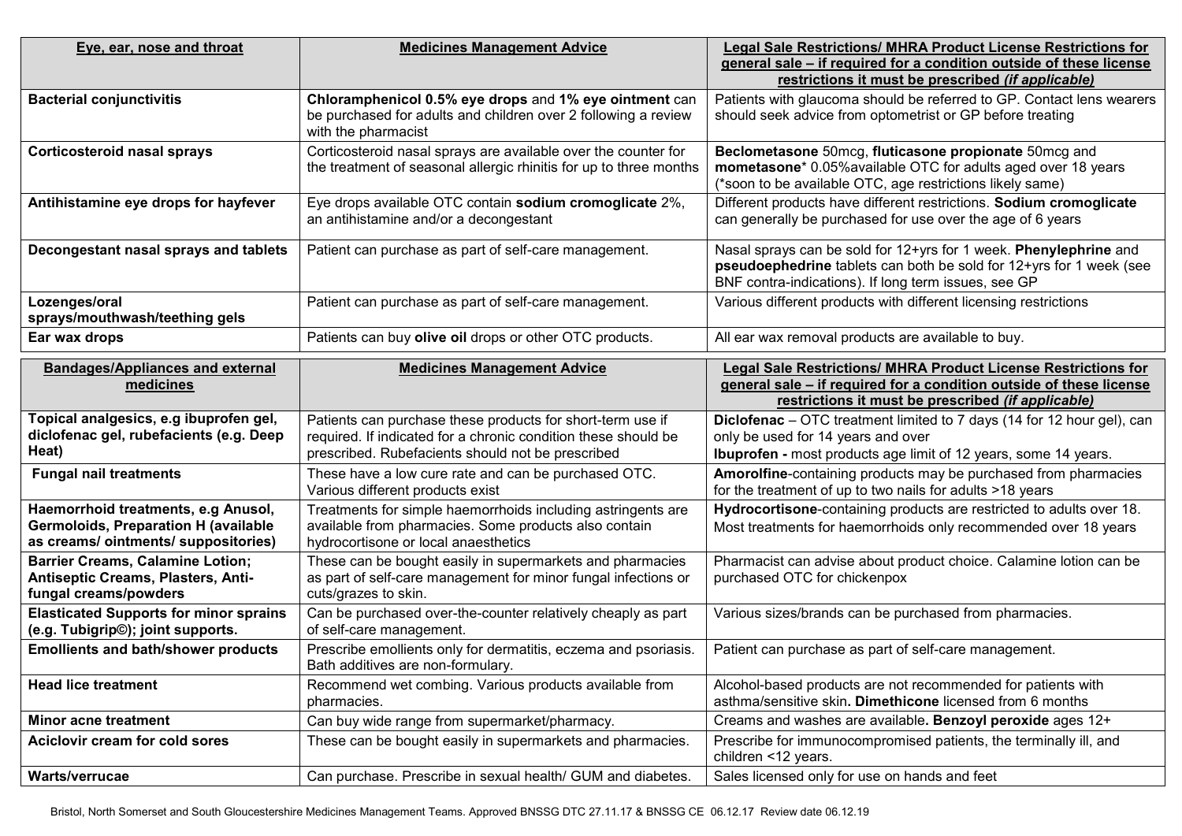| **Eye, ear, nose and throat** | **Medicines Management Advice** | **Legal Sale Restrictions/ MHRA Product License Restrictions for general sale – if required for a condition outside of these license restrictions it must be prescribed *(if applicable)*** |
|---|---|---|
| **Bacterial conjunctivitis** | **Chloramphenicol 0.5% eye drops** and **1% eye ointment** can be purchased for adults and children over 2 following a review with the pharmacist | Patients with glaucoma should be referred to GP. Contact lens wearers should seek advice from optometrist or GP before treating |
| **Corticosteroid nasal sprays** | Corticosteroid nasal sprays are available over the counter for the treatment of seasonal allergic rhinitis for up to three months | **Beclometasone** 50mcg, **fluticasone propionate** 50mcg and **mometasone**\* 0.05%available OTC for adults aged over 18 years (\*soon to be available OTC, age restrictions likely same) |
| **Antihistamine eye drops for hayfever** | Eye drops available OTC contain **sodium cromoglicate** 2%, an antihistamine and/or a decongestant | Different products have different restrictions. **Sodium cromoglicate** can generally be purchased for use over the age of 6 years |
| **Decongestant nasal sprays and tablets** | Patient can purchase as part of self-care management. | Nasal sprays can be sold for 12+yrs for 1 week. **Phenylephrine** and **pseudoephedrine** tablets can both be sold for 12+yrs for 1 week (see BNF contra-indications). If long term issues, see GP |
| **Lozenges/oral sprays/mouthwash/teething gels** | Patient can purchase as part of self-care management. | Various different products with different licensing restrictions |
| **Ear wax drops** | Patients can buy **olive oil** drops or other OTC products. | All ear wax removal products are available to buy. |

| **Bandages/Appliances and external medicines** | **Medicines Management Advice** | **Legal Sale Restrictions/ MHRA Product License Restrictions for general sale – if required for a condition outside of these license restrictions it must be prescribed *(if applicable)*** |
|---|---|---|
| **Topical analgesics, e.g ibuprofen gel, diclofenac gel, rubefacients (e.g. Deep Heat)** | Patients can purchase these products for short-term use if required. If indicated for a chronic condition these should be prescribed. Rubefacients should not be prescribed | **Diclofenac** – OTC treatment limited to 7 days (14 for 12 hour gel), can only be used for 14 years and over<br>**Ibuprofen -** most products age limit of 12 years, some 14 years. |
| **Fungal nail treatments** | These have a low cure rate and can be purchased OTC. Various different products exist | **Amorolfine**-containing products may be purchased from pharmacies for the treatment of up to two nails for adults >18 years |
| **Haemorrhoid treatments, e.g Anusol, Germoloids, Preparation H (available as creams/ ointments/ suppositories)** | Treatments for simple haemorrhoids including astringents are available from pharmacies. Some products also contain hydrocortisone or local anaesthetics | **Hydrocortisone**-containing products are restricted to adults over 18. Most treatments for haemorrhoids only recommended over 18 years |
| **Barrier Creams, Calamine Lotion; Antiseptic Creams, Plasters, Anti-fungal creams/powders** | These can be bought easily in supermarkets and pharmacies as part of self-care management for minor fungal infections or cuts/grazes to skin. | Pharmacist can advise about product choice. Calamine lotion can be purchased OTC for chickenpox |
| **Elasticated Supports for minor sprains (e.g. Tubigrip©); joint supports.** | Can be purchased over-the-counter relatively cheaply as part of self-care management. | Various sizes/brands can be purchased from pharmacies. |
| **Emollients and bath/shower products** | Prescribe emollients only for dermatitis, eczema and psoriasis. Bath additives are non-formulary. | Patient can purchase as part of self-care management. |
| **Head lice treatment** | Recommend wet combing. Various products available from pharmacies. | Alcohol-based products are not recommended for patients with asthma/sensitive skin**. Dimethicone** licensed from 6 months |
| **Minor acne treatment** | Can buy wide range from supermarket/pharmacy. | Creams and washes are available**. Benzoyl peroxide** ages 12+ |
| **Aciclovir cream for cold sores** | These can be bought easily in supermarkets and pharmacies. | Prescribe for immunocompromised patients, the terminally ill, and children <12 years. |
| **Warts/verrucae** | Can purchase. Prescribe in sexual health/ GUM and diabetes. | Sales licensed only for use on hands and feet |

Bristol, North Somerset and South Gloucestershire Medicines Management Teams. Approved BNSSG DTC 27.11.17 & BNSSG CE 06.12.17 Review date 06.12.19